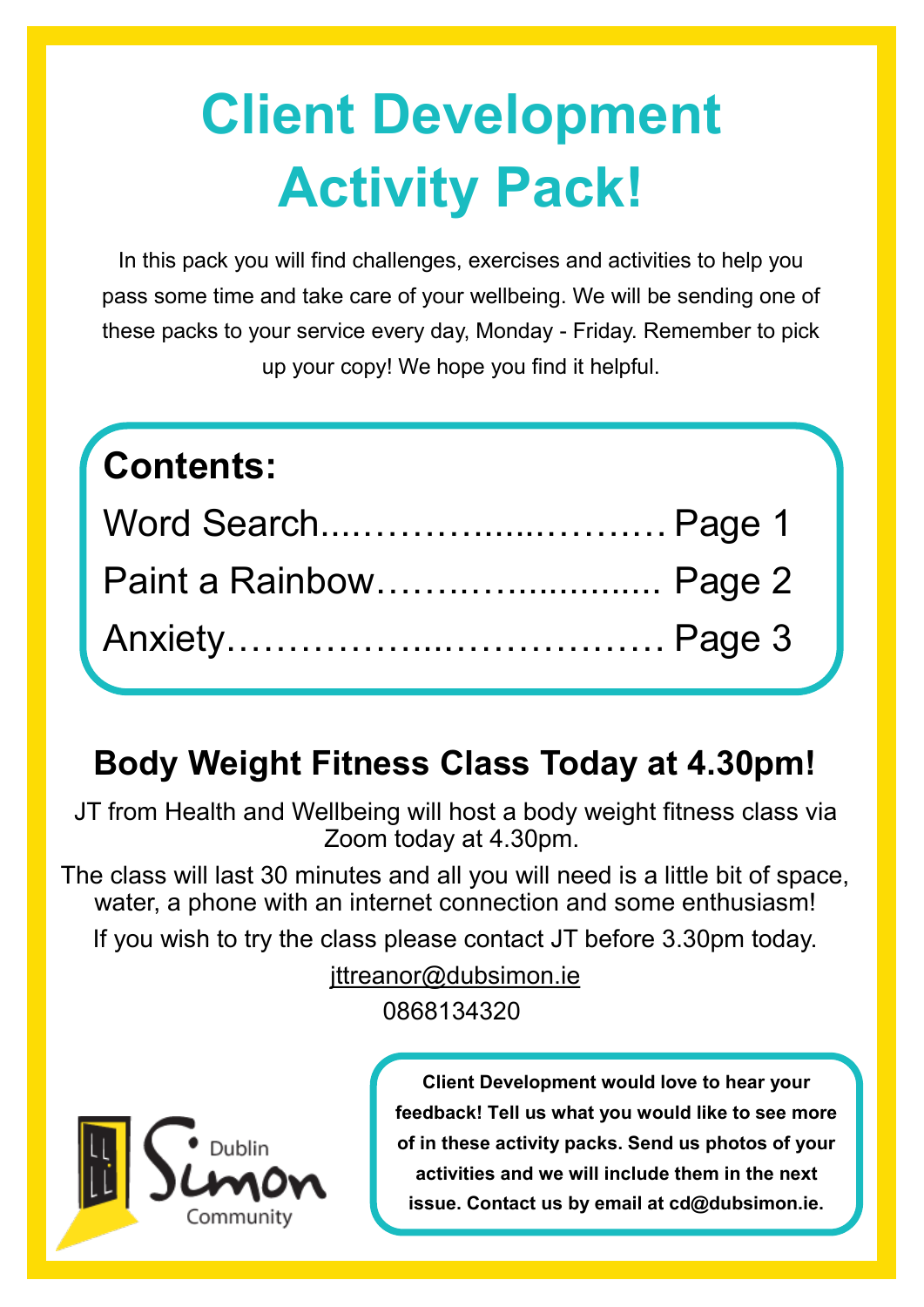# Client Development Activity Pack!

In this pack you will find challenges, exercises and activities to help you pass some time and take care of your wellbeing. We will be sending one of these packs to your service every day, Monday - Friday. Remember to pick up your copy! We hope you find it helpful.

**Contents:**

Word Search............................. Page 1

Paint a Rainbow…….................... Page 2

Anxiety……………….……………… Page 3

## Body Weight Fitness Class Today at 4.30pm!

JT from Health and Wellbeing will host a body weight fitness class via Zoom today at 4.30pm.

The class will last 30 minutes and all you will need is a little bit of space, water, a phone with an internet connection and some enthusiasm!

If you wish to try the class please contact JT before 3.30pm today.

jttreanor@dubsimon.ie

0868134320

Dublin Simon Community

**Client Development would love to hear your feedback! Tell us what you would like to see more of in these activity packs. Send us photos of your activities and we will include them in the next issue. Contact us by email at cd@dubsimon.ie.**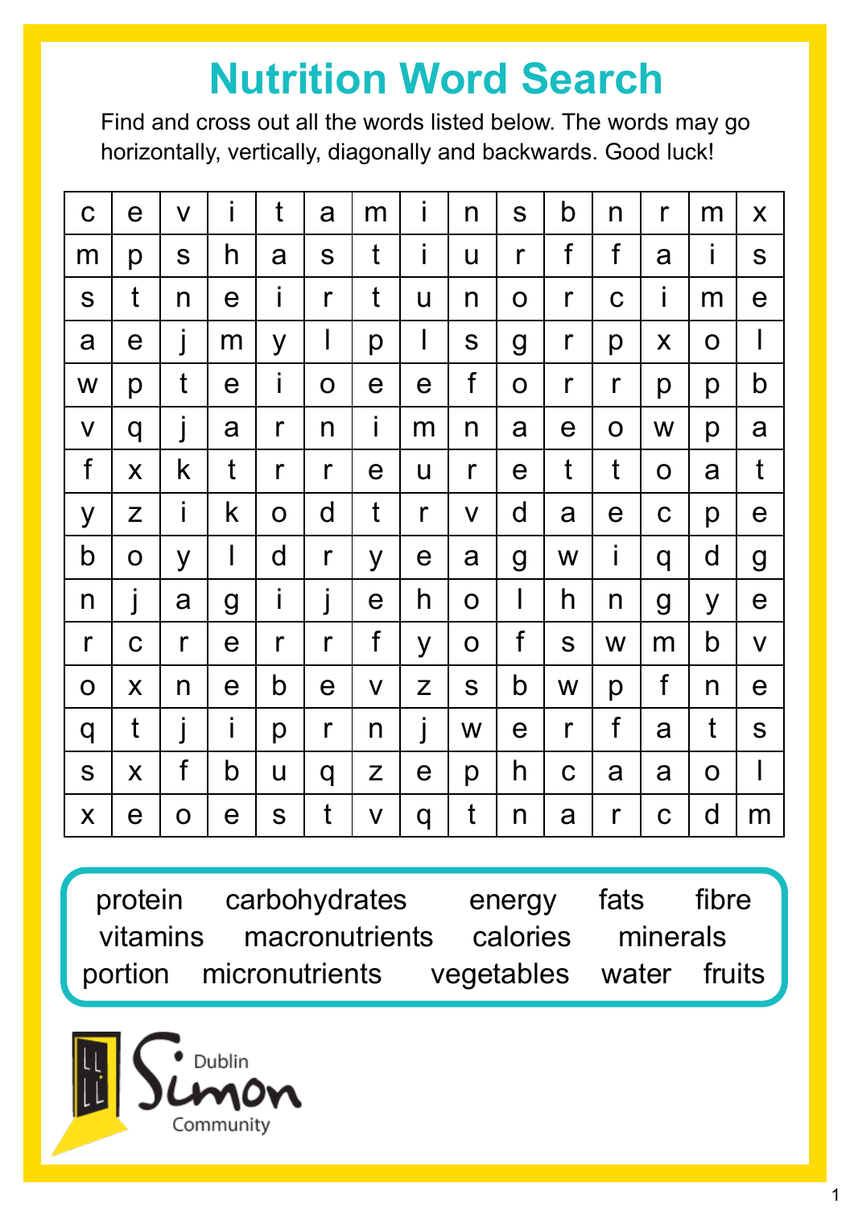# Nutrition Word Search

Find and cross out all the words listed below. The words may go horizontally, vertically, diagonally and backwards. Good luck!

| | | | | | | | | | | | | | | |
|---|---|---|---|---|---|---|---|---|---|---|---|---|---|---|
| c | e | v | i | t | a | m | i | n | s | b | n | r | m | x |
| m | p | s | h | a | s | t | i | u | r | f | f | a | i | s |
| s | t | n | e | i | r | t | u | n | o | r | c | i | m | e |
| a | e | j | m | y | l | p | l | s | g | r | p | x | o | l |
| w | p | t | e | i | o | e | e | f | o | r | r | p | p | b |
| v | q | j | a | r | n | i | m | n | a | e | o | w | p | a |
| f | x | k | t | r | r | e | u | r | e | t | t | o | a | t |
| y | z | i | k | o | d | t | r | v | d | a | e | c | p | e |
| b | o | y | l | d | r | y | e | a | g | w | i | q | d | g |
| n | j | a | g | i | j | e | h | o | l | h | n | g | y | e |
| r | c | r | e | r | r | f | y | o | f | s | w | m | b | v |
| o | x | n | e | b | e | v | z | s | b | w | p | f | n | e |
| q | t | j | i | p | r | n | j | w | e | r | f | a | t | s |
| s | x | f | b | u | q | z | e | p | h | c | a | a | o | l |
| x | e | o | e | s | t | v | q | t | n | a | r | c | d | m |

protein, carbohydrates, energy, fats, fibre, vitamins, macronutrients, calories, minerals, portion, micronutrients, vegetables, water, fruits

Dublin Simon Community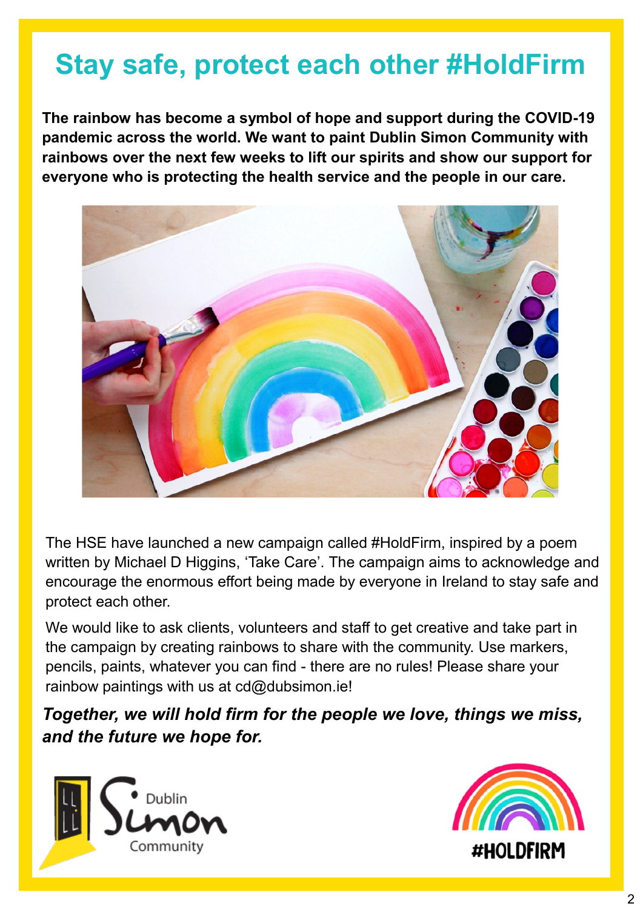# Stay safe, protect each other #HoldFirm

**The rainbow has become a symbol of hope and support during the COVID-19 pandemic across the world. We want to paint Dublin Simon Community with rainbows over the next few weeks to lift our spirits and show our support for everyone who is protecting the health service and the people in our care.**

The HSE have launched a new campaign called #HoldFirm, inspired by a poem written by Michael D Higgins, 'Take Care'. The campaign aims to acknowledge and encourage the enormous effort being made by everyone in Ireland to stay safe and protect each other.

We would like to ask clients, volunteers and staff to get creative and take part in the campaign by creating rainbows to share with the community. Use markers, pencils, paints, whatever you can find - there are no rules! Please share your rainbow paintings with us at cd@dubsimon.ie!

***Together, we will hold firm for the people we love, things we miss, and the future we hope for.***

Dublin Simon Community

#HOLDFIRM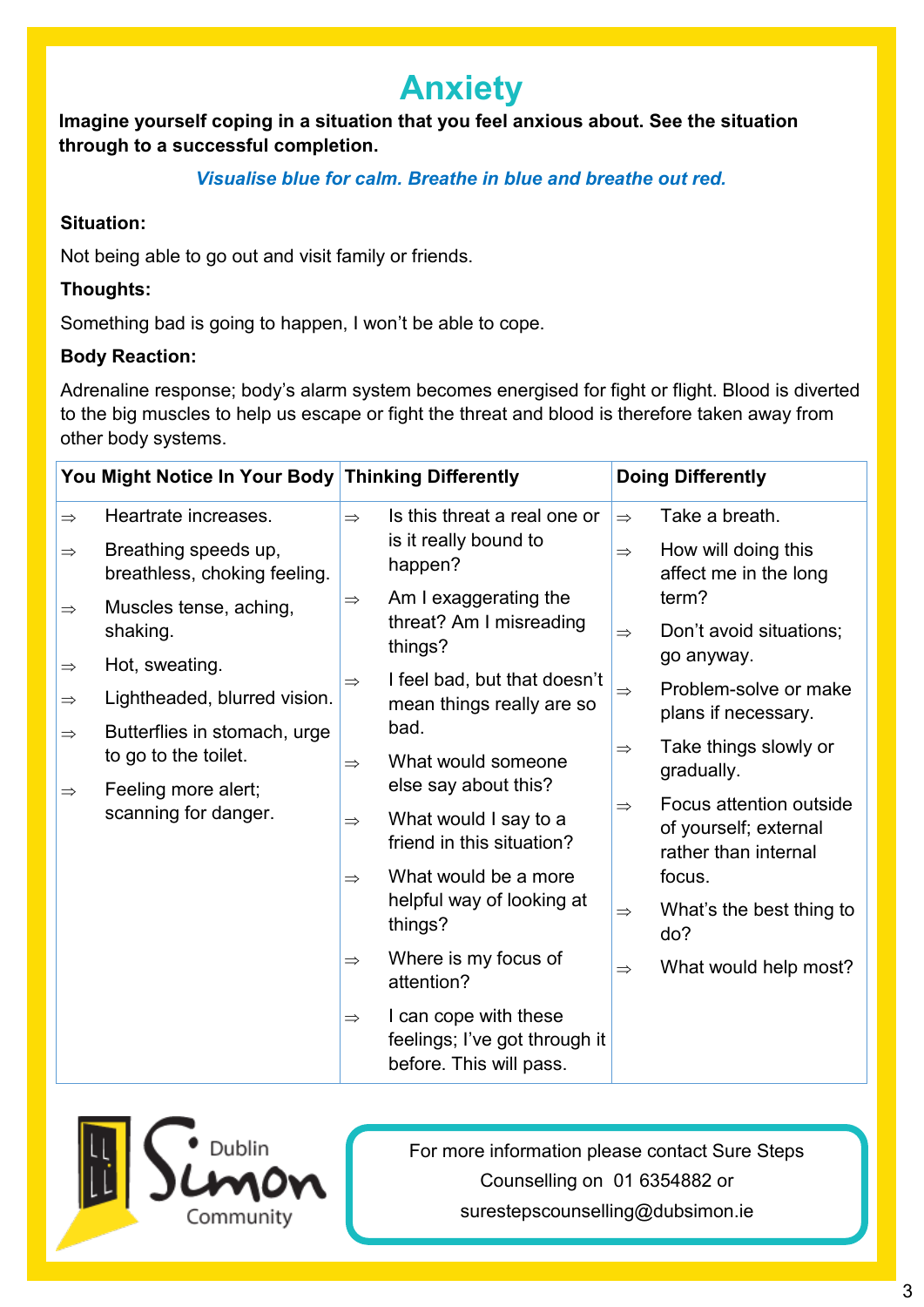# Anxiety

**Imagine yourself coping in a situation that you feel anxious about. See the situation through to a successful completion.**

***Visualise blue for calm. Breathe in blue and breathe out red.***

**Situation:**

Not being able to go out and visit family or friends.

**Thoughts:**

Something bad is going to happen, I won't be able to cope.

**Body Reaction:**

Adrenaline response; body's alarm system becomes energised for fight or flight. Blood is diverted to the big muscles to help us escape or fight the threat and blood is therefore taken away from other body systems.

| You Might Notice In Your Body | Thinking Differently | Doing Differently |
|---|---|---|
| ⇒ Heartrate increases.<br>⇒ Breathing speeds up, breathless, choking feeling.<br>⇒ Muscles tense, aching, shaking.<br>⇒ Hot, sweating.<br>⇒ Lightheaded, blurred vision.<br>⇒ Butterflies in stomach, urge to go to the toilet.<br>⇒ Feeling more alert; scanning for danger. | ⇒ Is this threat a real one or is it really bound to happen?<br>⇒ Am I exaggerating the threat? Am I misreading things?<br>⇒ I feel bad, but that doesn't mean things really are so bad.<br>⇒ What would someone else say about this?<br>⇒ What would I say to a friend in this situation?<br>⇒ What would be a more helpful way of looking at things?<br>⇒ Where is my focus of attention?<br>⇒ I can cope with these feelings; I've got through it before. This will pass. | ⇒ Take a breath.<br>⇒ How will doing this affect me in the long term?<br>⇒ Don't avoid situations; go anyway.<br>⇒ Problem-solve or make plans if necessary.<br>⇒ Take things slowly or gradually.<br>⇒ Focus attention outside of yourself; external rather than internal focus.<br>⇒ What's the best thing to do?<br>⇒ What would help most? |

Dublin Simon Community

For more information please contact Sure Steps Counselling on 01 6354882 or surestepscounselling@dubsimon.ie